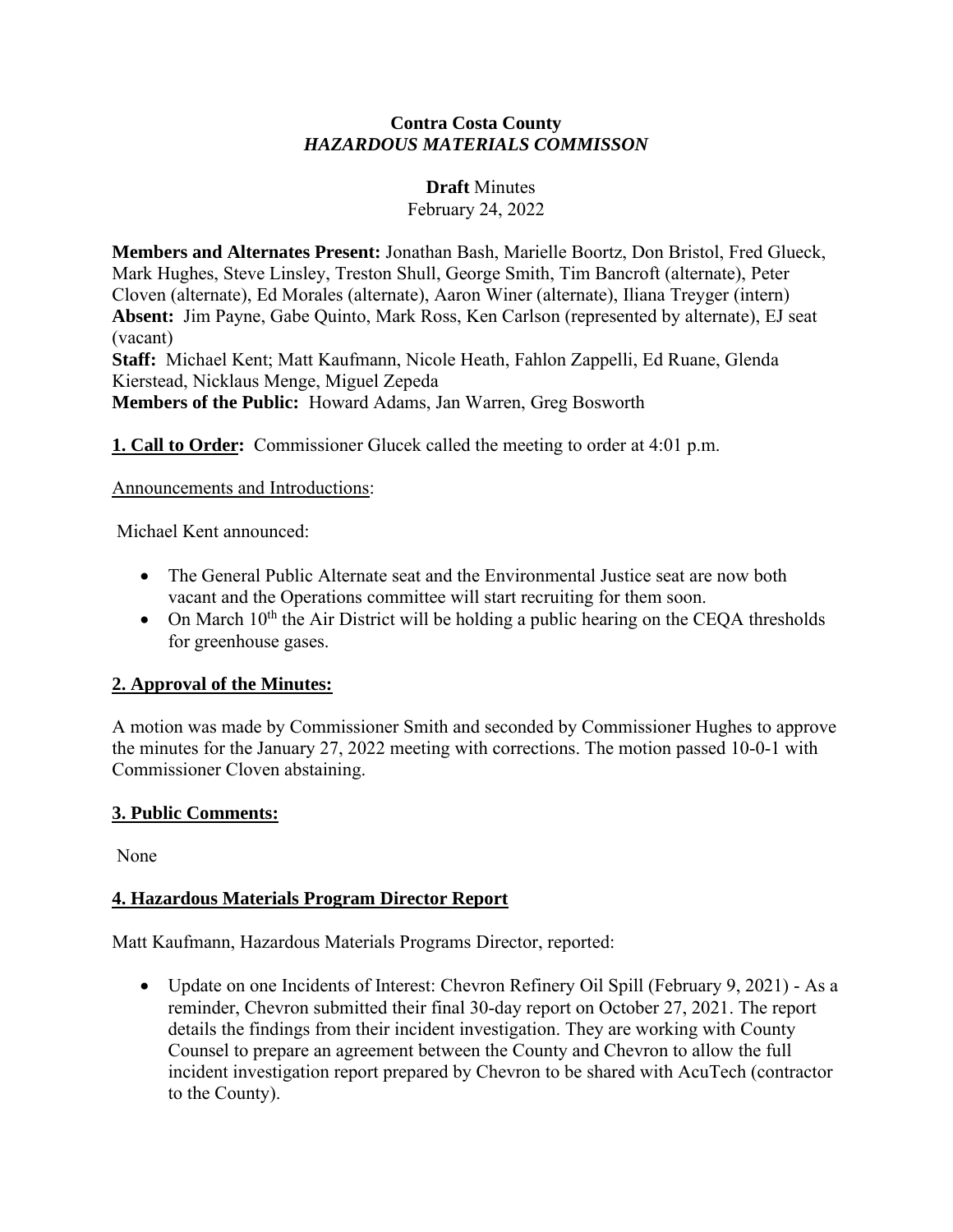**Contra Costa County**
***HAZARDOUS MATERIALS COMMISSON***

**Draft** Minutes
February 24, 2022

**Members and Alternates Present:** Jonathan Bash, Marielle Boortz, Don Bristol, Fred Glueck, Mark Hughes, Steve Linsley, Treston Shull, George Smith, Tim Bancroft (alternate), Peter Cloven (alternate), Ed Morales (alternate), Aaron Winer (alternate), Iliana Treyger (intern)
**Absent:** Jim Payne, Gabe Quinto, Mark Ross, Ken Carlson (represented by alternate), EJ seat (vacant)
**Staff:** Michael Kent; Matt Kaufmann, Nicole Heath, Fahlon Zappelli, Ed Ruane, Glenda Kierstead, Nicklaus Menge, Miguel Zepeda
**Members of the Public:** Howard Adams, Jan Warren, Greg Bosworth

**1. Call to Order:** Commissioner Glucek called the meeting to order at 4:01 p.m.

Announcements and Introductions:

Michael Kent announced:

- The General Public Alternate seat and the Environmental Justice seat are now both vacant and the Operations committee will start recruiting for them soon.
- On March 10th the Air District will be holding a public hearing on the CEQA thresholds for greenhouse gases.

## 2. Approval of the Minutes:

A motion was made by Commissioner Smith and seconded by Commissioner Hughes to approve the minutes for the January 27, 2022 meeting with corrections. The motion passed 10-0-1 with Commissioner Cloven abstaining.

## 3. Public Comments:

None

## 4. Hazardous Materials Program Director Report

Matt Kaufmann, Hazardous Materials Programs Director, reported:

- Update on one Incidents of Interest: Chevron Refinery Oil Spill (February 9, 2021) - As a reminder, Chevron submitted their final 30-day report on October 27, 2021. The report details the findings from their incident investigation. They are working with County Counsel to prepare an agreement between the County and Chevron to allow the full incident investigation report prepared by Chevron to be shared with AcuTech (contractor to the County).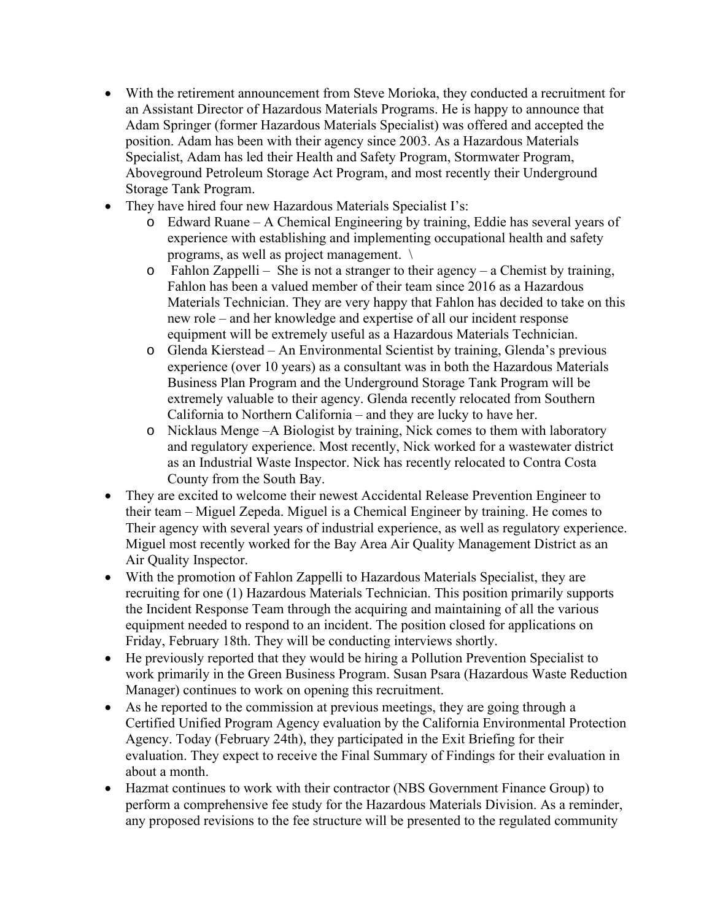- With the retirement announcement from Steve Morioka, they conducted a recruitment for an Assistant Director of Hazardous Materials Programs. He is happy to announce that Adam Springer (former Hazardous Materials Specialist) was offered and accepted the position. Adam has been with their agency since 2003. As a Hazardous Materials Specialist, Adam has led their Health and Safety Program, Stormwater Program, Aboveground Petroleum Storage Act Program, and most recently their Underground Storage Tank Program.
- They have hired four new Hazardous Materials Specialist I's:
  - Edward Ruane – A Chemical Engineering by training, Eddie has several years of experience with establishing and implementing occupational health and safety programs, as well as project management. \
  - Fahlon Zappelli – She is not a stranger to their agency – a Chemist by training, Fahlon has been a valued member of their team since 2016 as a Hazardous Materials Technician. They are very happy that Fahlon has decided to take on this new role – and her knowledge and expertise of all our incident response equipment will be extremely useful as a Hazardous Materials Technician.
  - Glenda Kierstead – An Environmental Scientist by training, Glenda's previous experience (over 10 years) as a consultant was in both the Hazardous Materials Business Plan Program and the Underground Storage Tank Program will be extremely valuable to their agency. Glenda recently relocated from Southern California to Northern California – and they are lucky to have her.
  - Nicklaus Menge –A Biologist by training, Nick comes to them with laboratory and regulatory experience. Most recently, Nick worked for a wastewater district as an Industrial Waste Inspector. Nick has recently relocated to Contra Costa County from the South Bay.
- They are excited to welcome their newest Accidental Release Prevention Engineer to their team – Miguel Zepeda. Miguel is a Chemical Engineer by training. He comes to Their agency with several years of industrial experience, as well as regulatory experience. Miguel most recently worked for the Bay Area Air Quality Management District as an Air Quality Inspector.
- With the promotion of Fahlon Zappelli to Hazardous Materials Specialist, they are recruiting for one (1) Hazardous Materials Technician. This position primarily supports the Incident Response Team through the acquiring and maintaining of all the various equipment needed to respond to an incident. The position closed for applications on Friday, February 18th. They will be conducting interviews shortly.
- He previously reported that they would be hiring a Pollution Prevention Specialist to work primarily in the Green Business Program. Susan Psara (Hazardous Waste Reduction Manager) continues to work on opening this recruitment.
- As he reported to the commission at previous meetings, they are going through a Certified Unified Program Agency evaluation by the California Environmental Protection Agency. Today (February 24th), they participated in the Exit Briefing for their evaluation. They expect to receive the Final Summary of Findings for their evaluation in about a month.
- Hazmat continues to work with their contractor (NBS Government Finance Group) to perform a comprehensive fee study for the Hazardous Materials Division. As a reminder, any proposed revisions to the fee structure will be presented to the regulated community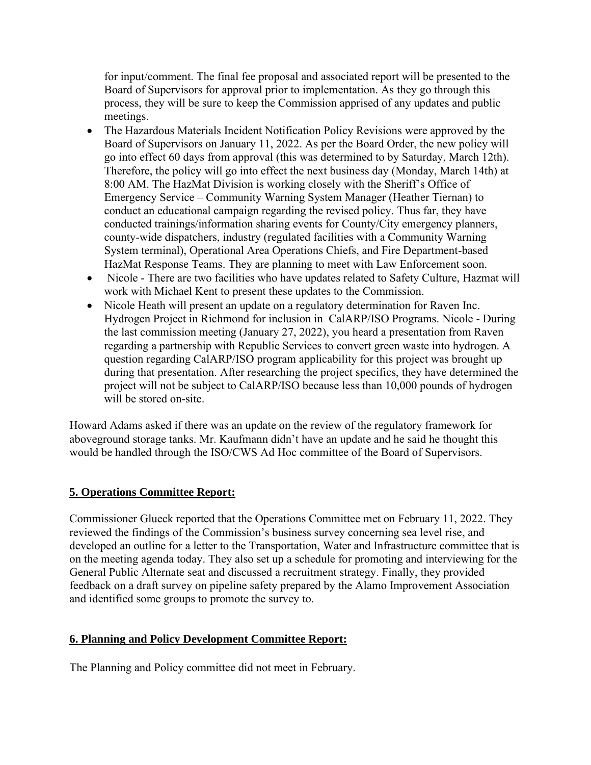for input/comment. The final fee proposal and associated report will be presented to the Board of Supervisors for approval prior to implementation. As they go through this process, they will be sure to keep the Commission apprised of any updates and public meetings.

- The Hazardous Materials Incident Notification Policy Revisions were approved by the Board of Supervisors on January 11, 2022. As per the Board Order, the new policy will go into effect 60 days from approval (this was determined to by Saturday, March 12th). Therefore, the policy will go into effect the next business day (Monday, March 14th) at 8:00 AM. The HazMat Division is working closely with the Sheriff's Office of Emergency Service – Community Warning System Manager (Heather Tiernan) to conduct an educational campaign regarding the revised policy. Thus far, they have conducted trainings/information sharing events for County/City emergency planners, county-wide dispatchers, industry (regulated facilities with a Community Warning System terminal), Operational Area Operations Chiefs, and Fire Department-based HazMat Response Teams. They are planning to meet with Law Enforcement soon.
- Nicole - There are two facilities who have updates related to Safety Culture, Hazmat will work with Michael Kent to present these updates to the Commission.
- Nicole Heath will present an update on a regulatory determination for Raven Inc. Hydrogen Project in Richmond for inclusion in CalARP/ISO Programs. Nicole - During the last commission meeting (January 27, 2022), you heard a presentation from Raven regarding a partnership with Republic Services to convert green waste into hydrogen. A question regarding CalARP/ISO program applicability for this project was brought up during that presentation. After researching the project specifics, they have determined the project will not be subject to CalARP/ISO because less than 10,000 pounds of hydrogen will be stored on-site.

Howard Adams asked if there was an update on the review of the regulatory framework for aboveground storage tanks. Mr. Kaufmann didn't have an update and he said he thought this would be handled through the ISO/CWS Ad Hoc committee of the Board of Supervisors.

## 5. Operations Committee Report:

Commissioner Glueck reported that the Operations Committee met on February 11, 2022. They reviewed the findings of the Commission's business survey concerning sea level rise, and developed an outline for a letter to the Transportation, Water and Infrastructure committee that is on the meeting agenda today. They also set up a schedule for promoting and interviewing for the General Public Alternate seat and discussed a recruitment strategy. Finally, they provided feedback on a draft survey on pipeline safety prepared by the Alamo Improvement Association and identified some groups to promote the survey to.

## 6. Planning and Policy Development Committee Report:

The Planning and Policy committee did not meet in February.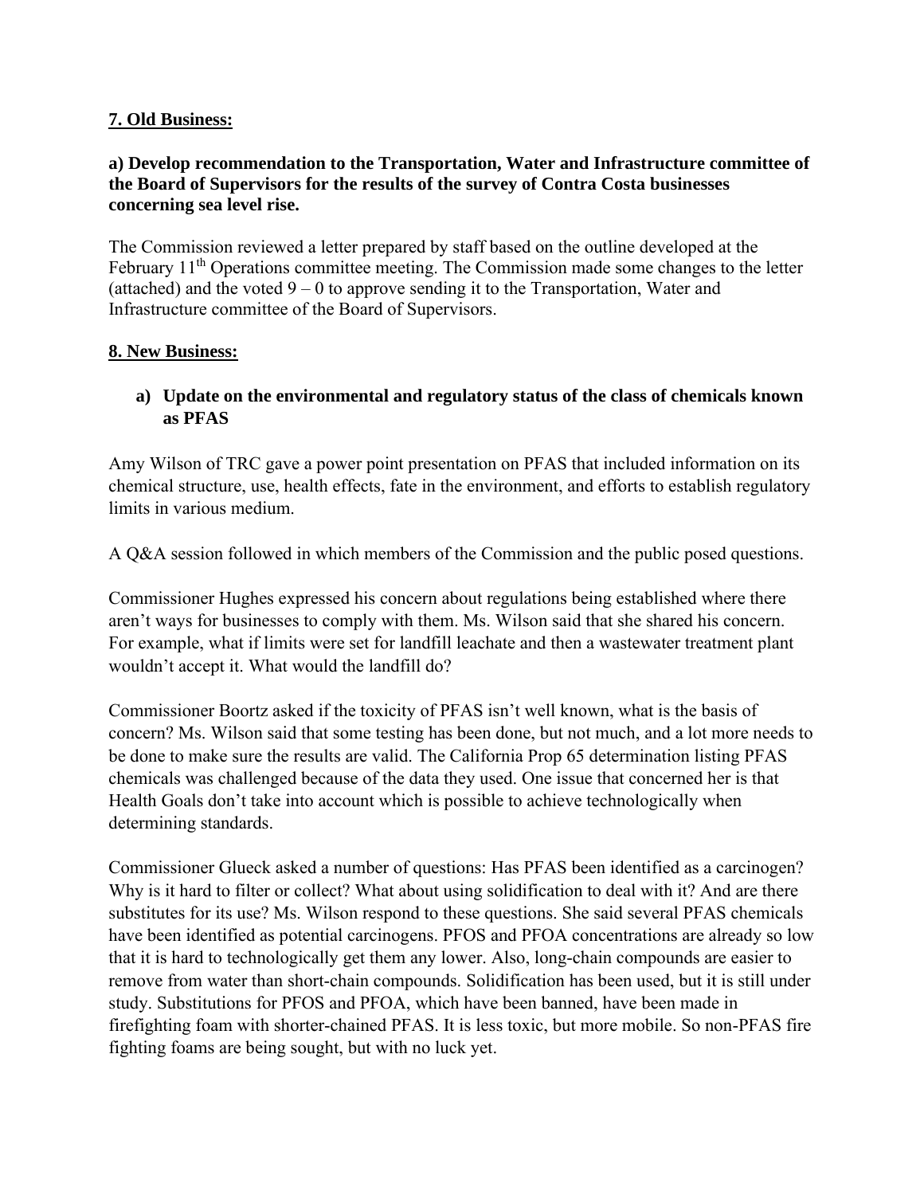## 7. Old Business:

### a) Develop recommendation to the Transportation, Water and Infrastructure committee of the Board of Supervisors for the results of the survey of Contra Costa businesses concerning sea level rise.

The Commission reviewed a letter prepared by staff based on the outline developed at the February 11th Operations committee meeting. The Commission made some changes to the letter (attached) and the voted 9 – 0 to approve sending it to the Transportation, Water and Infrastructure committee of the Board of Supervisors.

## 8. New Business:

### a) Update on the environmental and regulatory status of the class of chemicals known as PFAS

Amy Wilson of TRC gave a power point presentation on PFAS that included information on its chemical structure, use, health effects, fate in the environment, and efforts to establish regulatory limits in various medium.

A Q&A session followed in which members of the Commission and the public posed questions.

Commissioner Hughes expressed his concern about regulations being established where there aren't ways for businesses to comply with them. Ms. Wilson said that she shared his concern. For example, what if limits were set for landfill leachate and then a wastewater treatment plant wouldn't accept it. What would the landfill do?

Commissioner Boortz asked if the toxicity of PFAS isn't well known, what is the basis of concern? Ms. Wilson said that some testing has been done, but not much, and a lot more needs to be done to make sure the results are valid. The California Prop 65 determination listing PFAS chemicals was challenged because of the data they used. One issue that concerned her is that Health Goals don't take into account which is possible to achieve technologically when determining standards.

Commissioner Glueck asked a number of questions: Has PFAS been identified as a carcinogen? Why is it hard to filter or collect? What about using solidification to deal with it? And are there substitutes for its use? Ms. Wilson respond to these questions. She said several PFAS chemicals have been identified as potential carcinogens. PFOS and PFOA concentrations are already so low that it is hard to technologically get them any lower. Also, long-chain compounds are easier to remove from water than short-chain compounds. Solidification has been used, but it is still under study. Substitutions for PFOS and PFOA, which have been banned, have been made in firefighting foam with shorter-chained PFAS. It is less toxic, but more mobile. So non-PFAS fire fighting foams are being sought, but with no luck yet.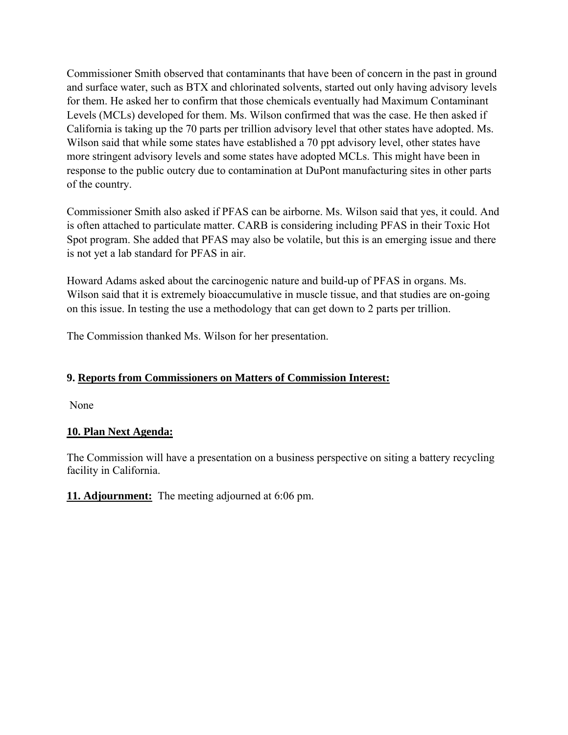Commissioner Smith observed that contaminants that have been of concern in the past in ground and surface water, such as BTX and chlorinated solvents, started out only having advisory levels for them. He asked her to confirm that those chemicals eventually had Maximum Contaminant Levels (MCLs) developed for them. Ms. Wilson confirmed that was the case. He then asked if California is taking up the 70 parts per trillion advisory level that other states have adopted. Ms. Wilson said that while some states have established a 70 ppt advisory level, other states have more stringent advisory levels and some states have adopted MCLs. This might have been in response to the public outcry due to contamination at DuPont manufacturing sites in other parts of the country.

Commissioner Smith also asked if PFAS can be airborne. Ms. Wilson said that yes, it could. And is often attached to particulate matter. CARB is considering including PFAS in their Toxic Hot Spot program. She added that PFAS may also be volatile, but this is an emerging issue and there is not yet a lab standard for PFAS in air.

Howard Adams asked about the carcinogenic nature and build-up of PFAS in organs. Ms. Wilson said that it is extremely bioaccumulative in muscle tissue, and that studies are on-going on this issue. In testing the use a methodology that can get down to 2 parts per trillion.

The Commission thanked Ms. Wilson for her presentation.

**9. Reports from Commissioners on Matters of Commission Interest:**

None

**10. Plan Next Agenda:**

The Commission will have a presentation on a business perspective on siting a battery recycling facility in California.

**11. Adjournment:** The meeting adjourned at 6:06 pm.